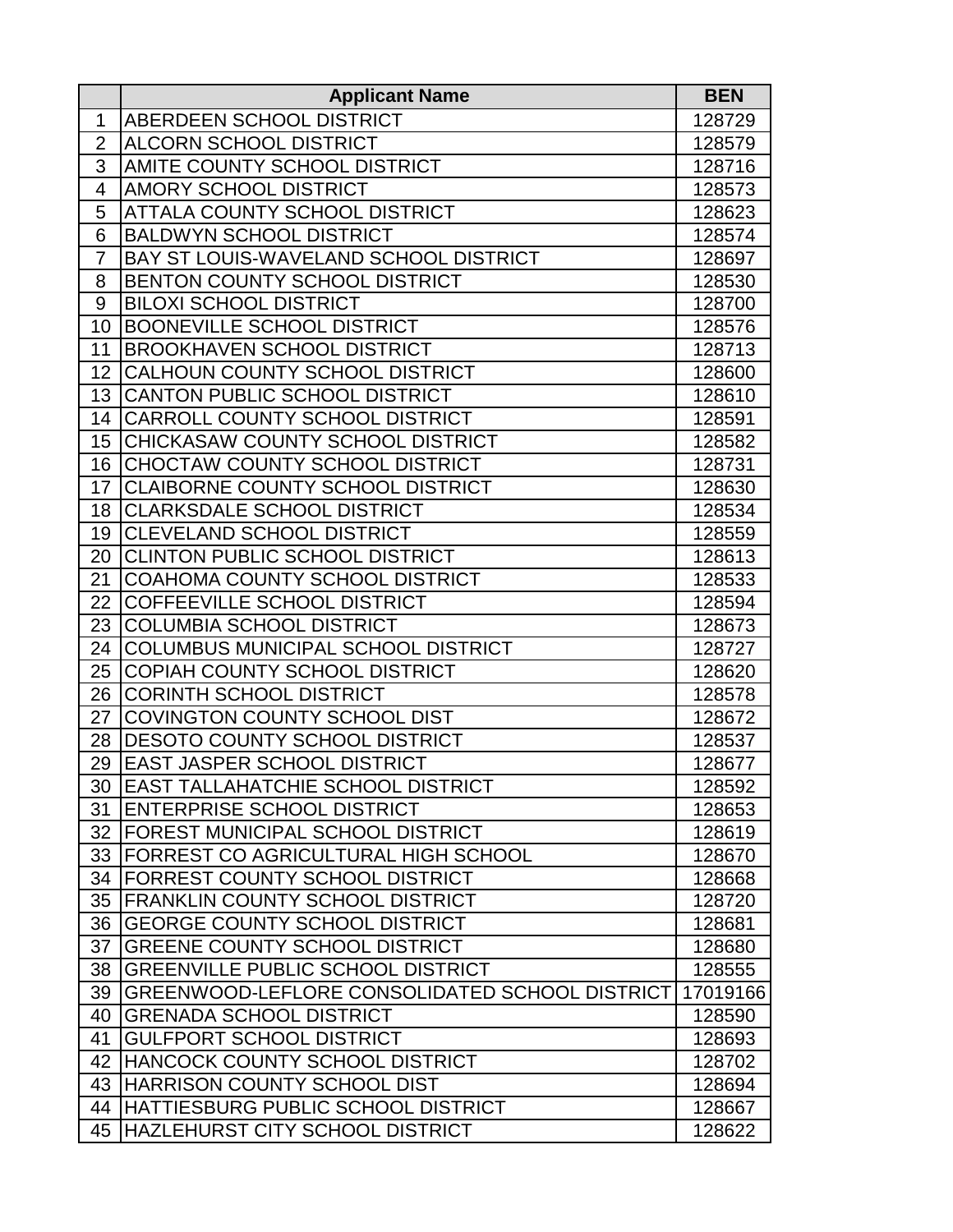| | Applicant Name | BEN |
|---|---|---|
| 1 | ABERDEEN SCHOOL DISTRICT | 128729 |
| 2 | ALCORN SCHOOL DISTRICT | 128579 |
| 3 | AMITE COUNTY SCHOOL DISTRICT | 128716 |
| 4 | AMORY SCHOOL DISTRICT | 128573 |
| 5 | ATTALA COUNTY SCHOOL DISTRICT | 128623 |
| 6 | BALDWYN SCHOOL DISTRICT | 128574 |
| 7 | BAY ST LOUIS-WAVELAND SCHOOL DISTRICT | 128697 |
| 8 | BENTON COUNTY SCHOOL DISTRICT | 128530 |
| 9 | BILOXI SCHOOL DISTRICT | 128700 |
| 10 | BOONEVILLE SCHOOL DISTRICT | 128576 |
| 11 | BROOKHAVEN SCHOOL DISTRICT | 128713 |
| 12 | CALHOUN COUNTY SCHOOL DISTRICT | 128600 |
| 13 | CANTON PUBLIC SCHOOL DISTRICT | 128610 |
| 14 | CARROLL COUNTY SCHOOL DISTRICT | 128591 |
| 15 | CHICKASAW COUNTY SCHOOL DISTRICT | 128582 |
| 16 | CHOCTAW COUNTY SCHOOL DISTRICT | 128731 |
| 17 | CLAIBORNE COUNTY SCHOOL DISTRICT | 128630 |
| 18 | CLARKSDALE SCHOOL DISTRICT | 128534 |
| 19 | CLEVELAND SCHOOL DISTRICT | 128559 |
| 20 | CLINTON PUBLIC SCHOOL DISTRICT | 128613 |
| 21 | COAHOMA COUNTY SCHOOL DISTRICT | 128533 |
| 22 | COFFEEVILLE SCHOOL DISTRICT | 128594 |
| 23 | COLUMBIA SCHOOL DISTRICT | 128673 |
| 24 | COLUMBUS MUNICIPAL SCHOOL DISTRICT | 128727 |
| 25 | COPIAH COUNTY SCHOOL DISTRICT | 128620 |
| 26 | CORINTH SCHOOL DISTRICT | 128578 |
| 27 | COVINGTON COUNTY SCHOOL DIST | 128672 |
| 28 | DESOTO COUNTY SCHOOL DISTRICT | 128537 |
| 29 | EAST JASPER SCHOOL DISTRICT | 128677 |
| 30 | EAST TALLAHATCHIE SCHOOL DISTRICT | 128592 |
| 31 | ENTERPRISE SCHOOL DISTRICT | 128653 |
| 32 | FOREST MUNICIPAL SCHOOL DISTRICT | 128619 |
| 33 | FORREST CO AGRICULTURAL HIGH SCHOOL | 128670 |
| 34 | FORREST COUNTY SCHOOL DISTRICT | 128668 |
| 35 | FRANKLIN COUNTY SCHOOL DISTRICT | 128720 |
| 36 | GEORGE COUNTY SCHOOL DISTRICT | 128681 |
| 37 | GREENE COUNTY SCHOOL DISTRICT | 128680 |
| 38 | GREENVILLE PUBLIC SCHOOL DISTRICT | 128555 |
| 39 | GREENWOOD-LEFLORE CONSOLIDATED SCHOOL DISTRICT | 17019166 |
| 40 | GRENADA SCHOOL DISTRICT | 128590 |
| 41 | GULFPORT SCHOOL DISTRICT | 128693 |
| 42 | HANCOCK COUNTY SCHOOL DISTRICT | 128702 |
| 43 | HARRISON COUNTY SCHOOL DIST | 128694 |
| 44 | HATTIESBURG PUBLIC SCHOOL DISTRICT | 128667 |
| 45 | HAZLEHURST CITY SCHOOL DISTRICT | 128622 |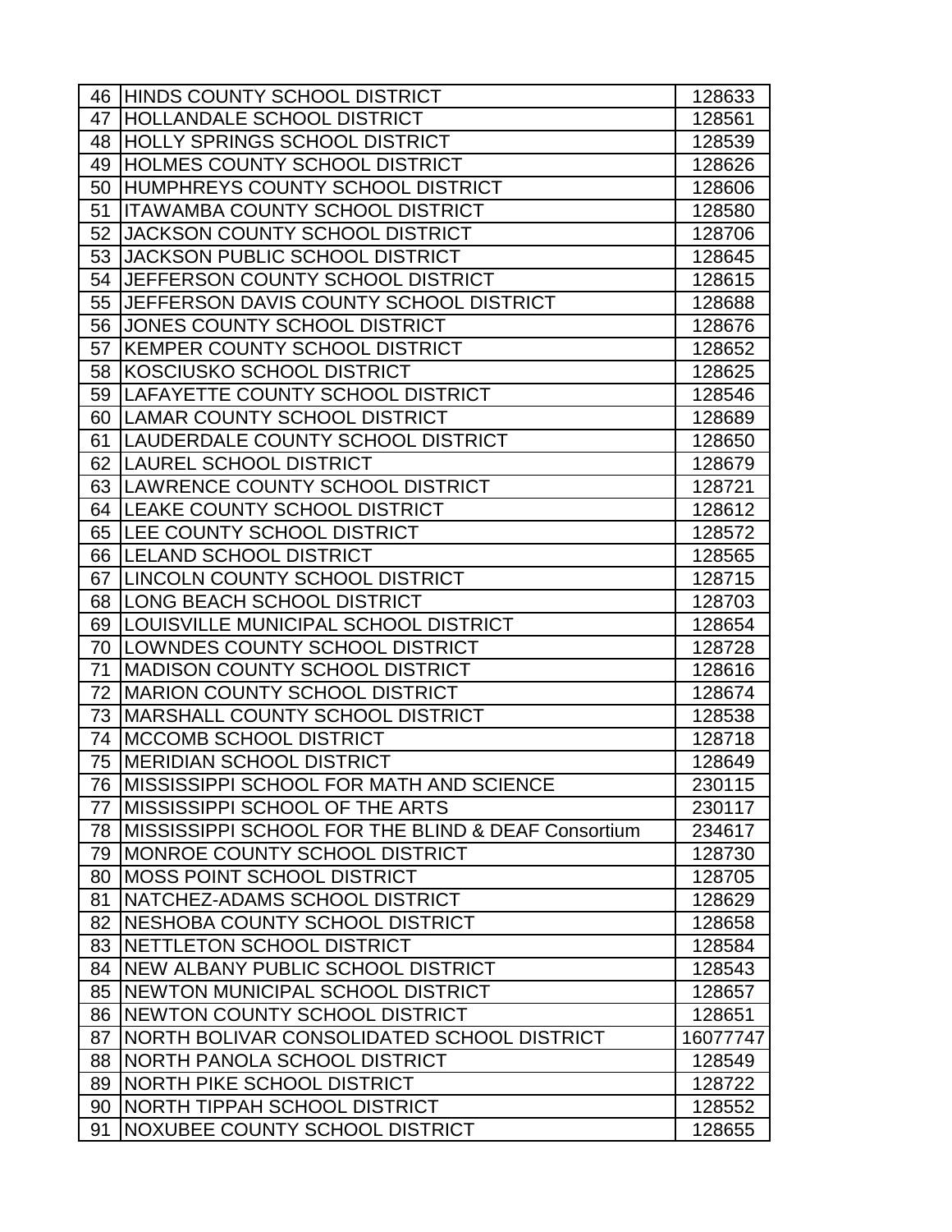| | | |
|---|---|---|
| 46 | HINDS COUNTY SCHOOL DISTRICT | 128633 |
| 47 | HOLLANDALE SCHOOL DISTRICT | 128561 |
| 48 | HOLLY SPRINGS SCHOOL DISTRICT | 128539 |
| 49 | HOLMES COUNTY SCHOOL DISTRICT | 128626 |
| 50 | HUMPHREYS COUNTY SCHOOL DISTRICT | 128606 |
| 51 | ITAWAMBA COUNTY SCHOOL DISTRICT | 128580 |
| 52 | JACKSON COUNTY SCHOOL DISTRICT | 128706 |
| 53 | JACKSON PUBLIC SCHOOL DISTRICT | 128645 |
| 54 | JEFFERSON COUNTY SCHOOL DISTRICT | 128615 |
| 55 | JEFFERSON DAVIS COUNTY SCHOOL DISTRICT | 128688 |
| 56 | JONES COUNTY SCHOOL DISTRICT | 128676 |
| 57 | KEMPER COUNTY SCHOOL DISTRICT | 128652 |
| 58 | KOSCIUSKO SCHOOL DISTRICT | 128625 |
| 59 | LAFAYETTE COUNTY SCHOOL DISTRICT | 128546 |
| 60 | LAMAR COUNTY SCHOOL DISTRICT | 128689 |
| 61 | LAUDERDALE COUNTY SCHOOL DISTRICT | 128650 |
| 62 | LAUREL SCHOOL DISTRICT | 128679 |
| 63 | LAWRENCE COUNTY SCHOOL DISTRICT | 128721 |
| 64 | LEAKE COUNTY SCHOOL DISTRICT | 128612 |
| 65 | LEE COUNTY SCHOOL DISTRICT | 128572 |
| 66 | LELAND SCHOOL DISTRICT | 128565 |
| 67 | LINCOLN COUNTY SCHOOL DISTRICT | 128715 |
| 68 | LONG BEACH SCHOOL DISTRICT | 128703 |
| 69 | LOUISVILLE MUNICIPAL SCHOOL DISTRICT | 128654 |
| 70 | LOWNDES COUNTY SCHOOL DISTRICT | 128728 |
| 71 | MADISON COUNTY SCHOOL DISTRICT | 128616 |
| 72 | MARION COUNTY SCHOOL DISTRICT | 128674 |
| 73 | MARSHALL COUNTY SCHOOL DISTRICT | 128538 |
| 74 | MCCOMB SCHOOL DISTRICT | 128718 |
| 75 | MERIDIAN SCHOOL DISTRICT | 128649 |
| 76 | MISSISSIPPI SCHOOL FOR MATH AND SCIENCE | 230115 |
| 77 | MISSISSIPPI SCHOOL OF THE ARTS | 230117 |
| 78 | MISSISSIPPI SCHOOL FOR THE BLIND & DEAF Consortium | 234617 |
| 79 | MONROE COUNTY SCHOOL DISTRICT | 128730 |
| 80 | MOSS POINT SCHOOL DISTRICT | 128705 |
| 81 | NATCHEZ-ADAMS SCHOOL DISTRICT | 128629 |
| 82 | NESHOBA COUNTY SCHOOL DISTRICT | 128658 |
| 83 | NETTLETON SCHOOL DISTRICT | 128584 |
| 84 | NEW ALBANY PUBLIC SCHOOL DISTRICT | 128543 |
| 85 | NEWTON MUNICIPAL SCHOOL DISTRICT | 128657 |
| 86 | NEWTON COUNTY SCHOOL DISTRICT | 128651 |
| 87 | NORTH BOLIVAR CONSOLIDATED SCHOOL DISTRICT | 16077747 |
| 88 | NORTH PANOLA SCHOOL DISTRICT | 128549 |
| 89 | NORTH PIKE SCHOOL DISTRICT | 128722 |
| 90 | NORTH TIPPAH SCHOOL DISTRICT | 128552 |
| 91 | NOXUBEE COUNTY SCHOOL DISTRICT | 128655 |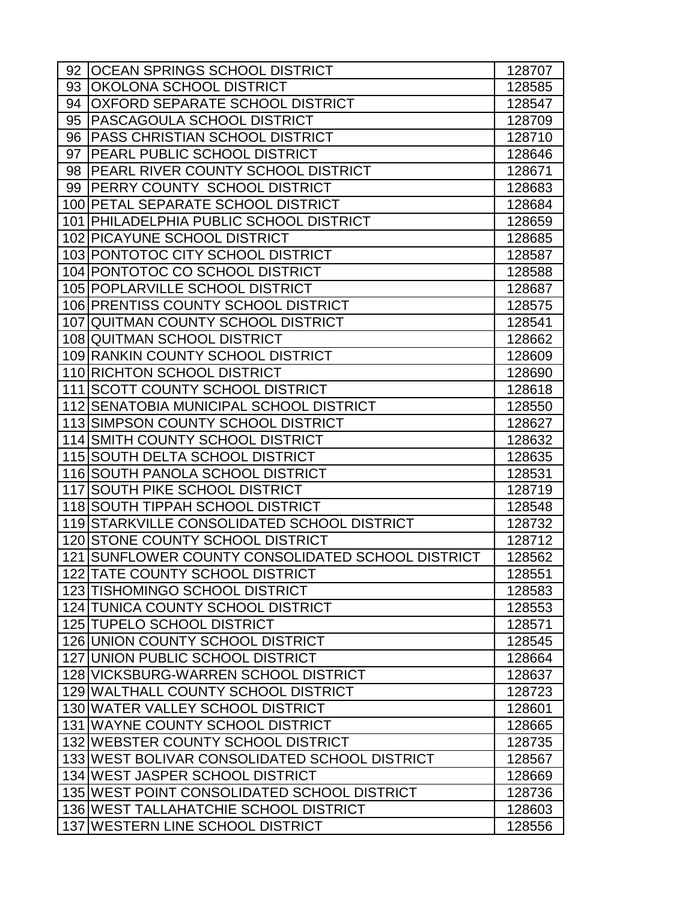| | | |
|---|---|---|
| 92 | OCEAN SPRINGS SCHOOL DISTRICT | 128707 |
| 93 | OKOLONA SCHOOL DISTRICT | 128585 |
| 94 | OXFORD SEPARATE SCHOOL DISTRICT | 128547 |
| 95 | PASCAGOULA SCHOOL DISTRICT | 128709 |
| 96 | PASS CHRISTIAN SCHOOL DISTRICT | 128710 |
| 97 | PEARL PUBLIC SCHOOL DISTRICT | 128646 |
| 98 | PEARL RIVER COUNTY SCHOOL DISTRICT | 128671 |
| 99 | PERRY COUNTY SCHOOL DISTRICT | 128683 |
| 100 | PETAL SEPARATE SCHOOL DISTRICT | 128684 |
| 101 | PHILADELPHIA PUBLIC SCHOOL DISTRICT | 128659 |
| 102 | PICAYUNE SCHOOL DISTRICT | 128685 |
| 103 | PONTOTOC CITY SCHOOL DISTRICT | 128587 |
| 104 | PONTOTOC CO SCHOOL DISTRICT | 128588 |
| 105 | POPLARVILLE SCHOOL DISTRICT | 128687 |
| 106 | PRENTISS COUNTY SCHOOL DISTRICT | 128575 |
| 107 | QUITMAN COUNTY SCHOOL DISTRICT | 128541 |
| 108 | QUITMAN SCHOOL DISTRICT | 128662 |
| 109 | RANKIN COUNTY SCHOOL DISTRICT | 128609 |
| 110 | RICHTON SCHOOL DISTRICT | 128690 |
| 111 | SCOTT COUNTY SCHOOL DISTRICT | 128618 |
| 112 | SENATOBIA MUNICIPAL SCHOOL DISTRICT | 128550 |
| 113 | SIMPSON COUNTY SCHOOL DISTRICT | 128627 |
| 114 | SMITH COUNTY SCHOOL DISTRICT | 128632 |
| 115 | SOUTH DELTA SCHOOL DISTRICT | 128635 |
| 116 | SOUTH PANOLA SCHOOL DISTRICT | 128531 |
| 117 | SOUTH PIKE SCHOOL DISTRICT | 128719 |
| 118 | SOUTH TIPPAH SCHOOL DISTRICT | 128548 |
| 119 | STARKVILLE CONSOLIDATED SCHOOL DISTRICT | 128732 |
| 120 | STONE COUNTY SCHOOL DISTRICT | 128712 |
| 121 | SUNFLOWER COUNTY CONSOLIDATED SCHOOL DISTRICT | 128562 |
| 122 | TATE COUNTY SCHOOL DISTRICT | 128551 |
| 123 | TISHOMINGO SCHOOL DISTRICT | 128583 |
| 124 | TUNICA COUNTY SCHOOL DISTRICT | 128553 |
| 125 | TUPELO SCHOOL DISTRICT | 128571 |
| 126 | UNION COUNTY SCHOOL DISTRICT | 128545 |
| 127 | UNION PUBLIC SCHOOL DISTRICT | 128664 |
| 128 | VICKSBURG-WARREN SCHOOL DISTRICT | 128637 |
| 129 | WALTHALL COUNTY SCHOOL DISTRICT | 128723 |
| 130 | WATER VALLEY SCHOOL DISTRICT | 128601 |
| 131 | WAYNE COUNTY SCHOOL DISTRICT | 128665 |
| 132 | WEBSTER COUNTY SCHOOL DISTRICT | 128735 |
| 133 | WEST BOLIVAR CONSOLIDATED SCHOOL DISTRICT | 128567 |
| 134 | WEST JASPER SCHOOL DISTRICT | 128669 |
| 135 | WEST POINT CONSOLIDATED SCHOOL DISTRICT | 128736 |
| 136 | WEST TALLAHATCHIE SCHOOL DISTRICT | 128603 |
| 137 | WESTERN LINE SCHOOL DISTRICT | 128556 |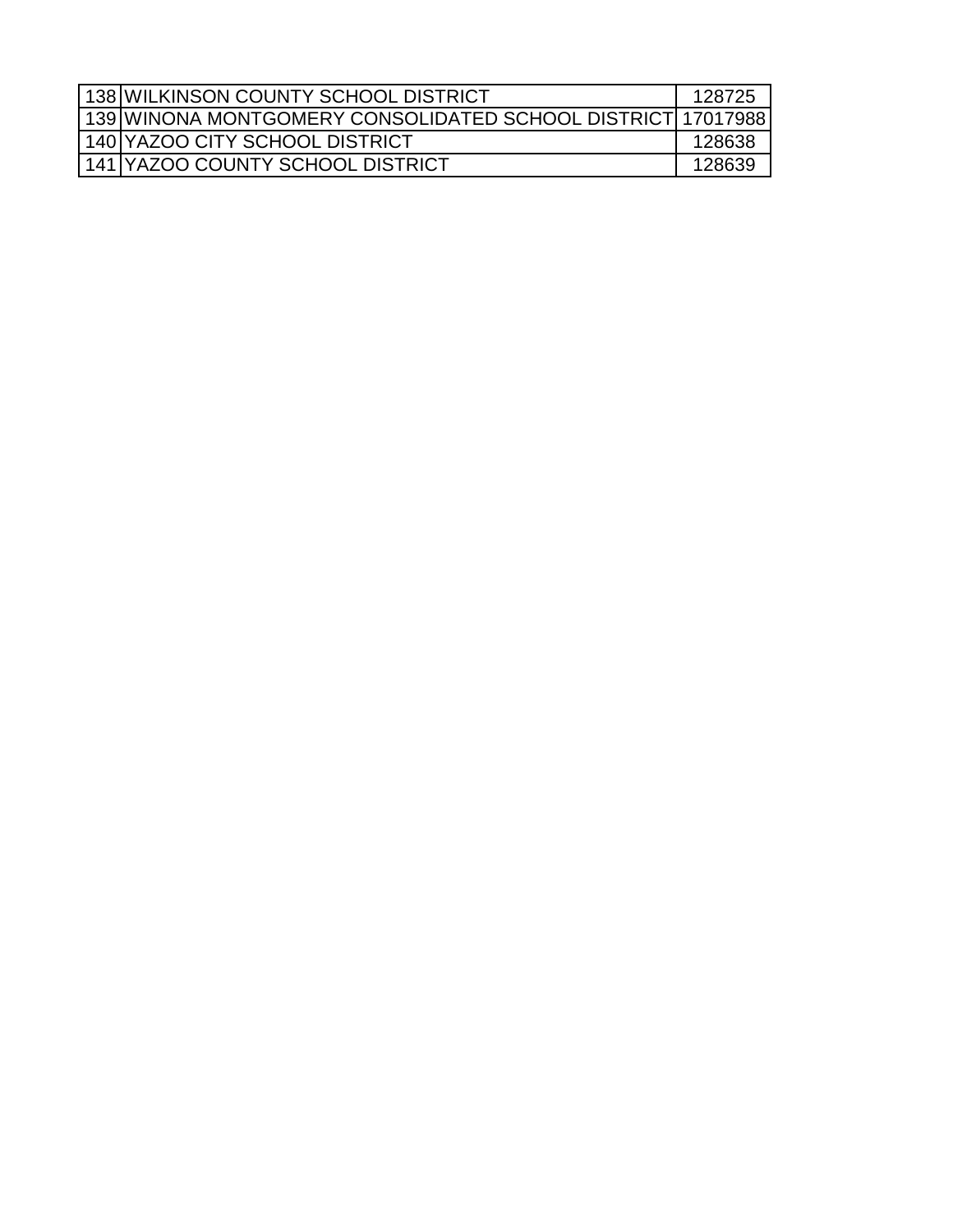| | | |
|---|---|---|
| 138 | WILKINSON COUNTY SCHOOL DISTRICT | 128725 |
| 139 | WINONA MONTGOMERY CONSOLIDATED SCHOOL DISTRICT | 17017988 |
| 140 | YAZOO CITY SCHOOL DISTRICT | 128638 |
| 141 | YAZOO COUNTY SCHOOL DISTRICT | 128639 |